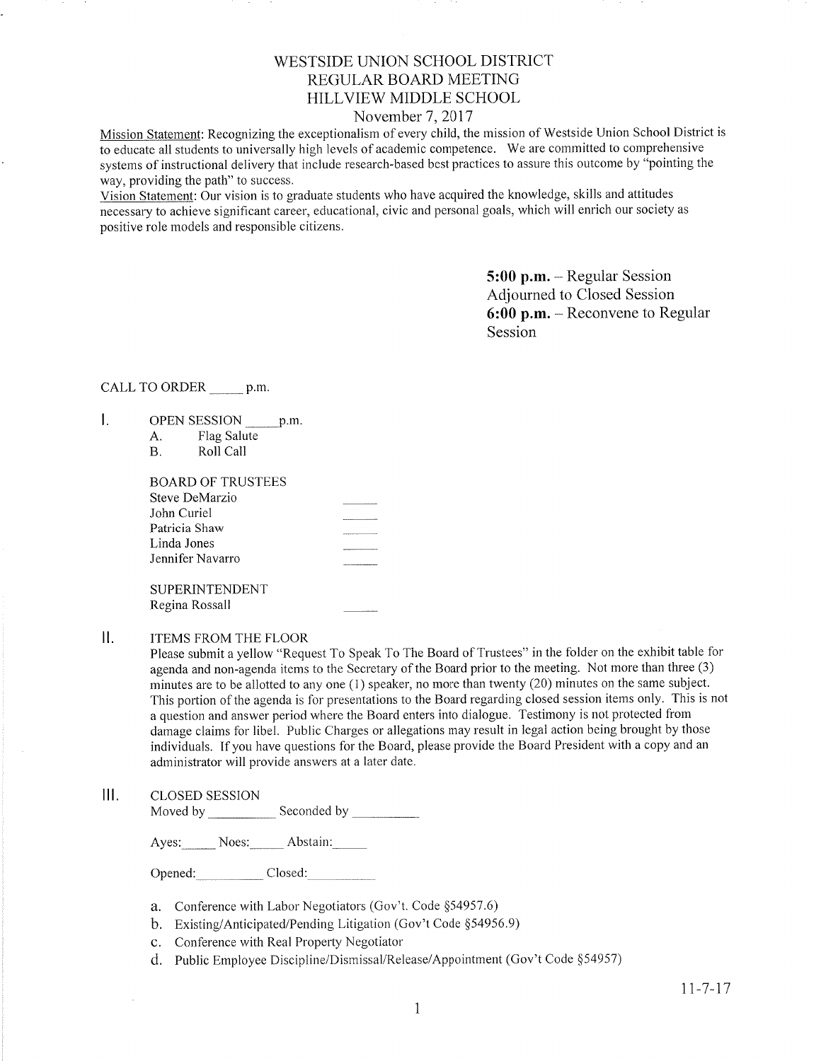# WESTSIDE UNION SCHOOL DISTRICT
## REGULAR BOARD MEETING
## HILLVIEW MIDDLE SCHOOL
### November 7, 2017

Mission Statement: Recognizing the exceptionalism of every child, the mission of Westside Union School District is to educate all students to universally high levels of academic competence. We are committed to comprehensive systems of instructional delivery that include research-based best practices to assure this outcome by "pointing the way, providing the path" to success.

Vision Statement: Our vision is to graduate students who have acquired the knowledge, skills and attitudes necessary to achieve significant career, educational, civic and personal goals, which will enrich our society as positive role models and responsible citizens.

**5:00 p.m.** – Regular Session Adjourned to Closed Session
**6:00 p.m.** – Reconvene to Regular Session

CALL TO ORDER _____ p.m.

I. OPEN SESSION _____ p.m.
   A. Flag Salute
   B. Roll Call

   BOARD OF TRUSTEES
   - Steve DeMarzio _____
   - John Curiel _____
   - Patricia Shaw _____
   - Linda Jones _____
   - Jennifer Navarro _____

   SUPERINTENDENT
   - Regina Rossall _____

II. ITEMS FROM THE FLOOR

Please submit a yellow "Request To Speak To The Board of Trustees" in the folder on the exhibit table for agenda and non-agenda items to the Secretary of the Board prior to the meeting. Not more than three (3) minutes are to be allotted to any one (1) speaker, no more than twenty (20) minutes on the same subject. This portion of the agenda is for presentations to the Board regarding closed session items only. This is not a question and answer period where the Board enters into dialogue. Testimony is not protected from damage claims for libel. Public Charges or allegations may result in legal action being brought by those individuals. If you have questions for the Board, please provide the Board President with a copy and an administrator will provide answers at a later date.

III. CLOSED SESSION

Moved by __________ Seconded by __________

Ayes: _____ Noes: _____ Abstain: _____

Opened: __________ Closed: __________

a. Conference with Labor Negotiators (Gov't. Code §54957.6)
b. Existing/Anticipated/Pending Litigation (Gov't Code §54956.9)
c. Conference with Real Property Negotiator
d. Public Employee Discipline/Dismissal/Release/Appointment (Gov't Code §54957)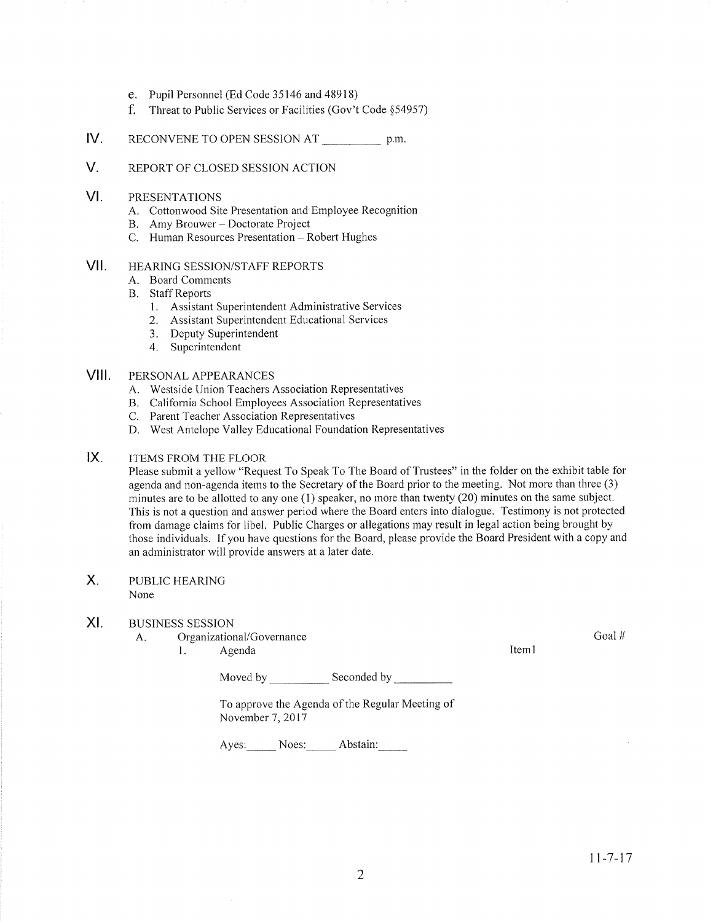e. Pupil Personnel (Ed Code 35146 and 48918)
f. Threat to Public Services or Facilities (Gov't Code §54957)

## IV. RECONVENE TO OPEN SESSION AT __________ p.m.

## V. REPORT OF CLOSED SESSION ACTION

## VI. PRESENTATIONS

A. Cottonwood Site Presentation and Employee Recognition
B. Amy Brouwer – Doctorate Project
C. Human Resources Presentation – Robert Hughes

## VII. HEARING SESSION/STAFF REPORTS

A. Board Comments
B. Staff Reports
   1. Assistant Superintendent Administrative Services
   2. Assistant Superintendent Educational Services
   3. Deputy Superintendent
   4. Superintendent

## VIII. PERSONAL APPEARANCES

A. Westside Union Teachers Association Representatives
B. California School Employees Association Representatives
C. Parent Teacher Association Representatives
D. West Antelope Valley Educational Foundation Representatives

## IX. ITEMS FROM THE FLOOR

Please submit a yellow "Request To Speak To The Board of Trustees" in the folder on the exhibit table for agenda and non-agenda items to the Secretary of the Board prior to the meeting. Not more than three (3) minutes are to be allotted to any one (1) speaker, no more than twenty (20) minutes on the same subject. This is not a question and answer period where the Board enters into dialogue. Testimony is not protected from damage claims for libel. Public Charges or allegations may result in legal action being brought by those individuals. If you have questions for the Board, please provide the Board President with a copy and an administrator will provide answers at a later date.

## X. PUBLIC HEARING

None

## XI. BUSINESS SESSION

A. Organizational/Governance — Goal #
   1. Agenda — Item1

   Moved by __________ Seconded by __________

   To approve the Agenda of the Regular Meeting of November 7, 2017

   Ayes:_____ Noes:_____ Abstain:_____

11-7-17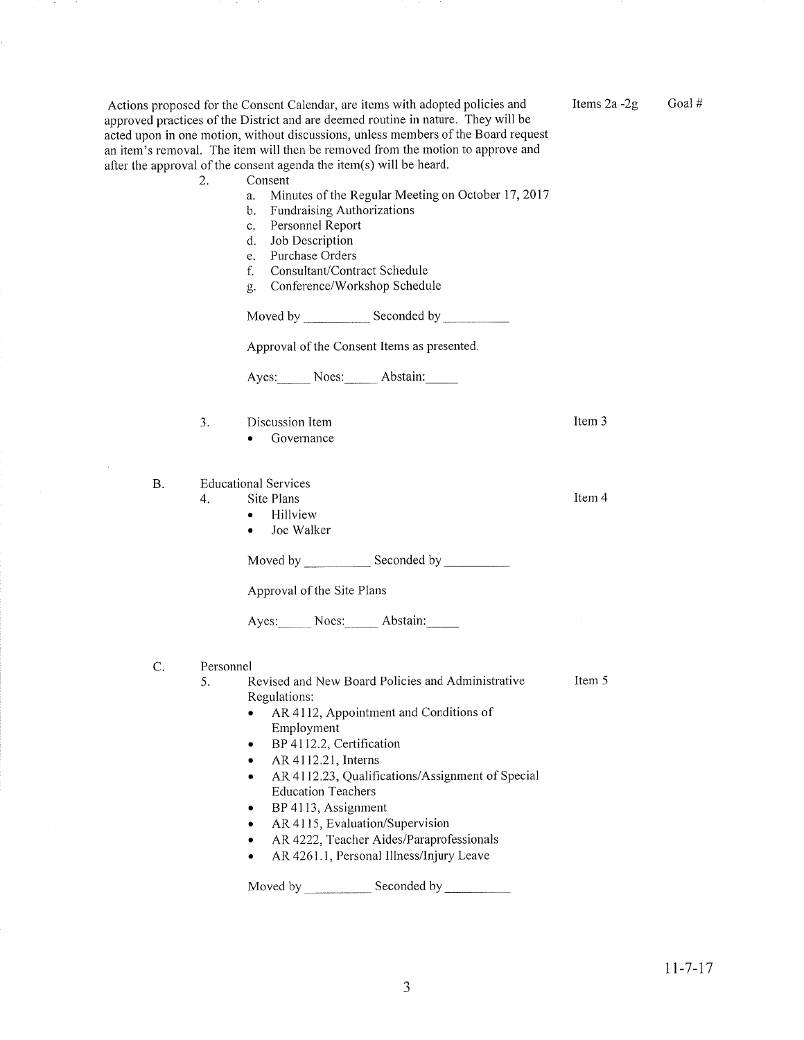Actions proposed for the Consent Calendar, are items with adopted policies and approved practices of the District and are deemed routine in nature. They will be acted upon in one motion, without discussions, unless members of the Board request an item's removal. The item will then be removed from the motion to approve and after the approval of the consent agenda the item(s) will be heard.

Items 2a -2g    Goal #

2. Consent
   a. Minutes of the Regular Meeting on October 17, 2017
   b. Fundraising Authorizations
   c. Personnel Report
   d. Job Description
   e. Purchase Orders
   f. Consultant/Contract Schedule
   g. Conference/Workshop Schedule

   Moved by __________ Seconded by __________

   Approval of the Consent Items as presented.

   Ayes:_____ Noes:_____ Abstain:_____

3. Discussion Item    Item 3
   - Governance

B. Educational Services

4. Site Plans    Item 4
   - Hillview
   - Joe Walker

   Moved by __________ Seconded by __________

   Approval of the Site Plans

   Ayes:_____ Noes:_____ Abstain:_____

C. Personnel

5. Revised and New Board Policies and Administrative Regulations:    Item 5
   - AR 4112, Appointment and Conditions of Employment
   - BP 4112.2, Certification
   - AR 4112.21, Interns
   - AR 4112.23, Qualifications/Assignment of Special Education Teachers
   - BP 4113, Assignment
   - AR 4115, Evaluation/Supervision
   - AR 4222, Teacher Aides/Paraprofessionals
   - AR 4261.1, Personal Illness/Injury Leave

   Moved by __________ Seconded by __________

11-7-17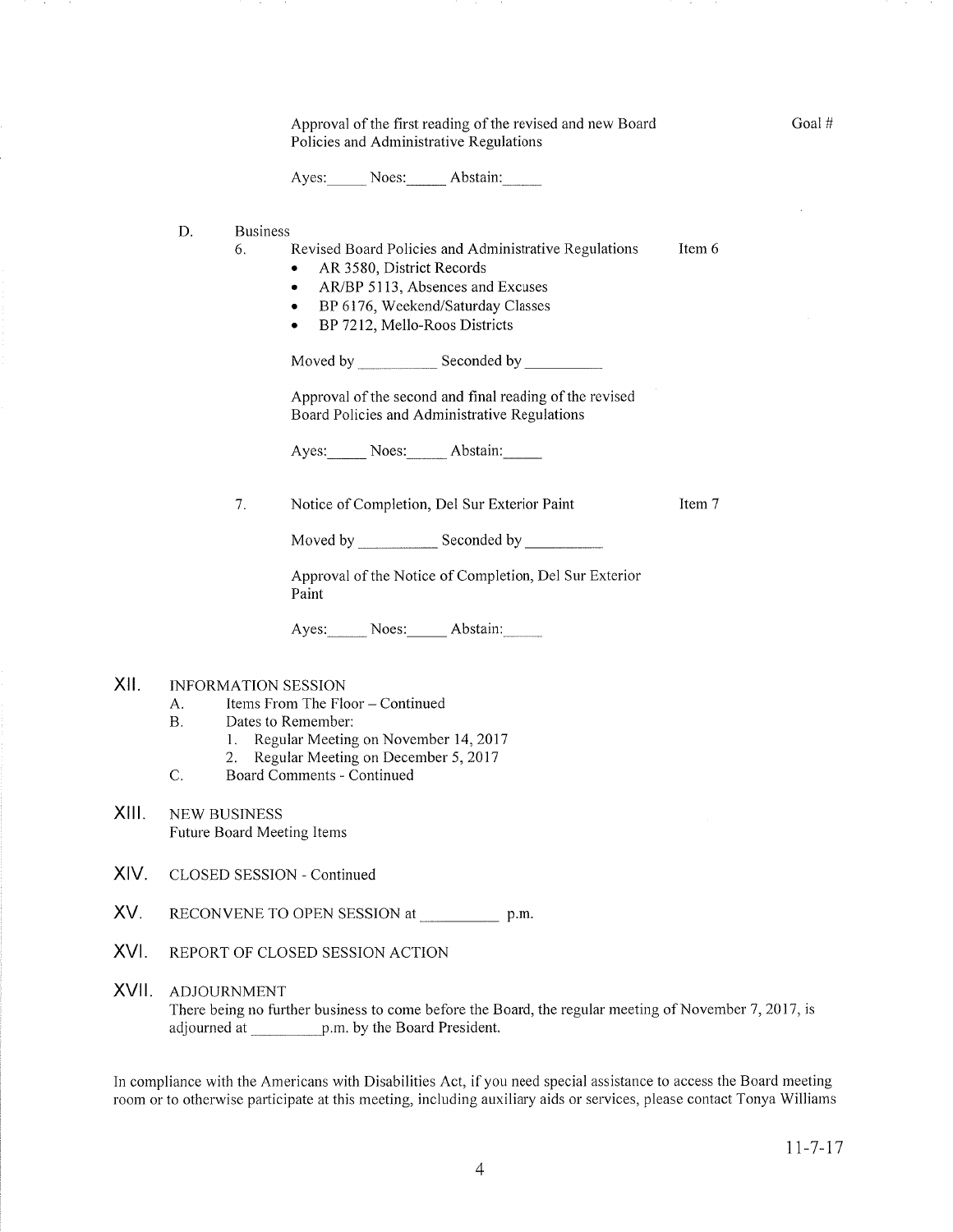Approval of the first reading of the revised and new Board Policies and Administrative Regulations

Goal #

Ayes:_____ Noes:_____ Abstain:_____

D. Business

6. Revised Board Policies and Administrative Regulations — Item 6
   - AR 3580, District Records
   - AR/BP 5113, Absences and Excuses
   - BP 6176, Weekend/Saturday Classes
   - BP 7212, Mello-Roos Districts

   Moved by __________ Seconded by __________

   Approval of the second and final reading of the revised Board Policies and Administrative Regulations

   Ayes:_____ Noes:_____ Abstain:_____

7. Notice of Completion, Del Sur Exterior Paint — Item 7

   Moved by __________ Seconded by __________

   Approval of the Notice of Completion, Del Sur Exterior Paint

   Ayes:_____ Noes:_____ Abstain:_____

## XII. INFORMATION SESSION

A. Items From The Floor – Continued

B. Dates to Remember:
   1. Regular Meeting on November 14, 2017
   2. Regular Meeting on December 5, 2017

C. Board Comments - Continued

## XIII. NEW BUSINESS

Future Board Meeting Items

## XIV. CLOSED SESSION - Continued

## XV. RECONVENE TO OPEN SESSION at __________ p.m.

## XVI. REPORT OF CLOSED SESSION ACTION

## XVII. ADJOURNMENT

There being no further business to come before the Board, the regular meeting of November 7, 2017, is adjourned at __________p.m. by the Board President.

In compliance with the Americans with Disabilities Act, if you need special assistance to access the Board meeting room or to otherwise participate at this meeting, including auxiliary aids or services, please contact Tonya Williams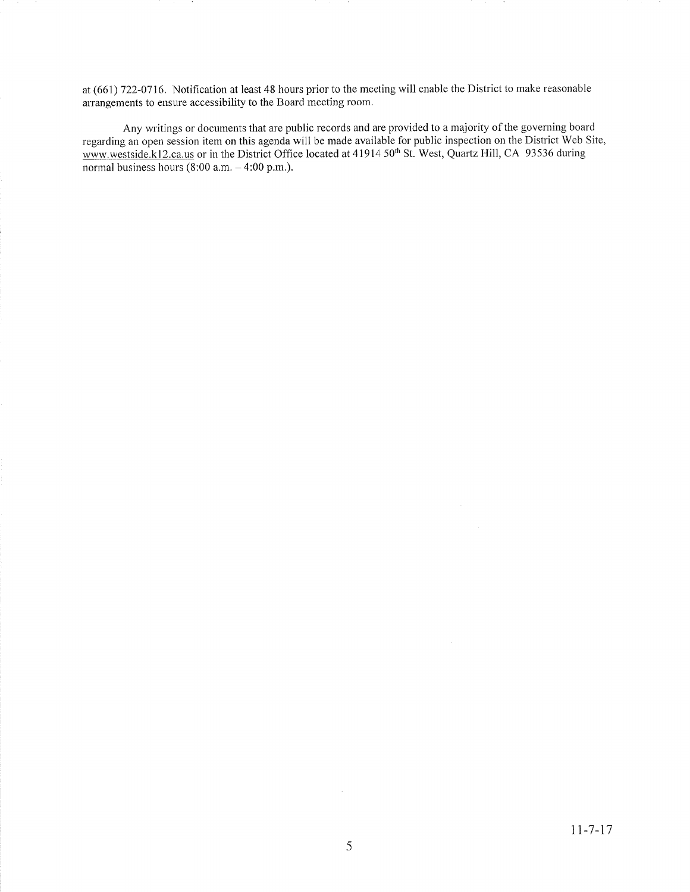at (661) 722-0716. Notification at least 48 hours prior to the meeting will enable the District to make reasonable arrangements to ensure accessibility to the Board meeting room.

Any writings or documents that are public records and are provided to a majority of the governing board regarding an open session item on this agenda will be made available for public inspection on the District Web Site, www.westside.k12.ca.us or in the District Office located at 41914 50th St. West, Quartz Hill, CA 93536 during normal business hours (8:00 a.m. – 4:00 p.m.).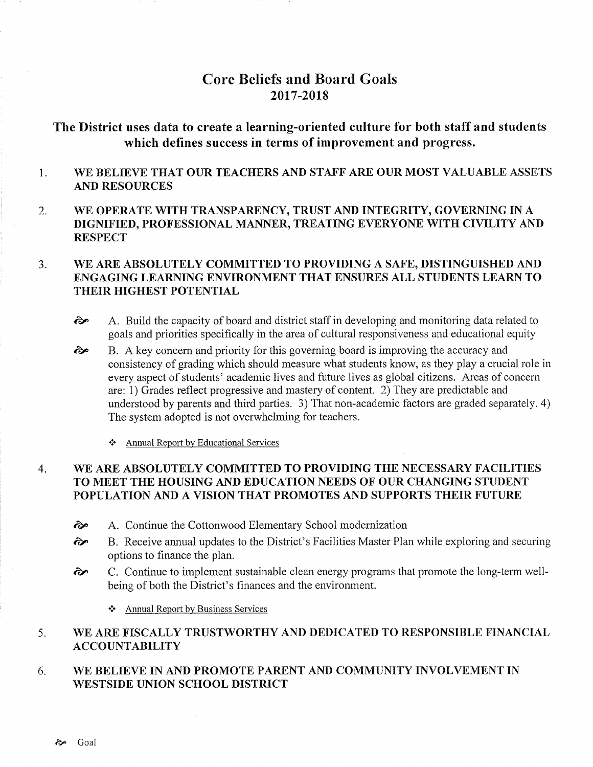# Core Beliefs and Board Goals
# 2017-2018

## The District uses data to create a learning-oriented culture for both staff and students which defines success in terms of improvement and progress.

1. **WE BELIEVE THAT OUR TEACHERS AND STAFF ARE OUR MOST VALUABLE ASSETS AND RESOURCES**

2. **WE OPERATE WITH TRANSPARENCY, TRUST AND INTEGRITY, GOVERNING IN A DIGNIFIED, PROFESSIONAL MANNER, TREATING EVERYONE WITH CIVILITY AND RESPECT**

3. **WE ARE ABSOLUTELY COMMITTED TO PROVIDING A SAFE, DISTINGUISHED AND ENGAGING LEARNING ENVIRONMENT THAT ENSURES ALL STUDENTS LEARN TO THEIR HIGHEST POTENTIAL**

   - ॐ A. Build the capacity of board and district staff in developing and monitoring data related to goals and priorities specifically in the area of cultural responsiveness and educational equity
   - ॐ B. A key concern and priority for this governing board is improving the accuracy and consistency of grading which should measure what students know, as they play a crucial role in every aspect of students' academic lives and future lives as global citizens. Areas of concern are: 1) Grades reflect progressive and mastery of content. 2) They are predictable and understood by parents and third parties. 3) That non-academic factors are graded separately. 4) The system adopted is not overwhelming for teachers.

     - ❖ Annual Report by Educational Services

4. **WE ARE ABSOLUTELY COMMITTED TO PROVIDING THE NECESSARY FACILITIES TO MEET THE HOUSING AND EDUCATION NEEDS OF OUR CHANGING STUDENT POPULATION AND A VISION THAT PROMOTES AND SUPPORTS THEIR FUTURE**

   - ॐ A. Continue the Cottonwood Elementary School modernization
   - ॐ B. Receive annual updates to the District's Facilities Master Plan while exploring and securing options to finance the plan.
   - ॐ C. Continue to implement sustainable clean energy programs that promote the long-term well-being of both the District's finances and the environment.

     - ❖ Annual Report by Business Services

5. **WE ARE FISCALLY TRUSTWORTHY AND DEDICATED TO RESPONSIBLE FINANCIAL ACCOUNTABILITY**

6. **WE BELIEVE IN AND PROMOTE PARENT AND COMMUNITY INVOLVEMENT IN WESTSIDE UNION SCHOOL DISTRICT**

ॐ Goal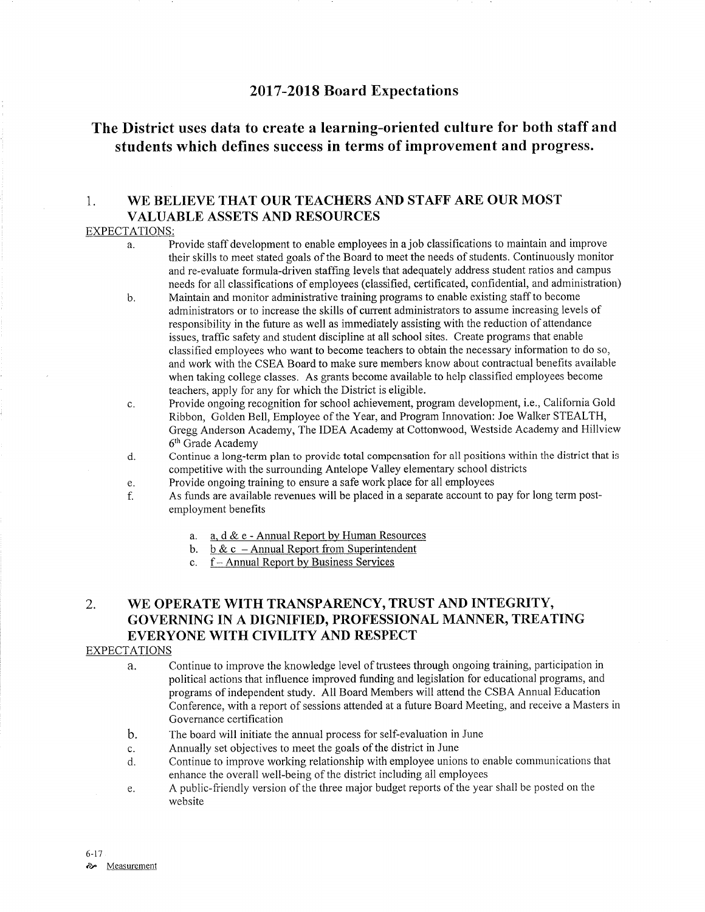# 2017-2018 Board Expectations

## The District uses data to create a learning-oriented culture for both staff and students which defines success in terms of improvement and progress.

### 1. WE BELIEVE THAT OUR TEACHERS AND STAFF ARE OUR MOST VALUABLE ASSETS AND RESOURCES

EXPECTATIONS:

a. Provide staff development to enable employees in a job classifications to maintain and improve their skills to meet stated goals of the Board to meet the needs of students. Continuously monitor and re-evaluate formula-driven staffing levels that adequately address student ratios and campus needs for all classifications of employees (classified, certificated, confidential, and administration)

b. Maintain and monitor administrative training programs to enable existing staff to become administrators or to increase the skills of current administrators to assume increasing levels of responsibility in the future as well as immediately assisting with the reduction of attendance issues, traffic safety and student discipline at all school sites. Create programs that enable classified employees who want to become teachers to obtain the necessary information to do so, and work with the CSEA Board to make sure members know about contractual benefits available when taking college classes. As grants become available to help classified employees become teachers, apply for any for which the District is eligible.

c. Provide ongoing recognition for school achievement, program development, i.e., California Gold Ribbon, Golden Bell, Employee of the Year, and Program Innovation: Joe Walker STEALTH, Gregg Anderson Academy, The IDEA Academy at Cottonwood, Westside Academy and Hillview 6th Grade Academy

d. Continue a long-term plan to provide total compensation for all positions within the district that is competitive with the surrounding Antelope Valley elementary school districts

e. Provide ongoing training to ensure a safe work place for all employees

f. As funds are available revenues will be placed in a separate account to pay for long term post-employment benefits

   a. a, d & e - Annual Report by Human Resources
   b. b & c – Annual Report from Superintendent
   c. f – Annual Report by Business Services

### 2. WE OPERATE WITH TRANSPARENCY, TRUST AND INTEGRITY, GOVERNING IN A DIGNIFIED, PROFESSIONAL MANNER, TREATING EVERYONE WITH CIVILITY AND RESPECT

EXPECTATIONS

a. Continue to improve the knowledge level of trustees through ongoing training, participation in political actions that influence improved funding and legislation for educational programs, and programs of independent study. All Board Members will attend the CSBA Annual Education Conference, with a report of sessions attended at a future Board Meeting, and receive a Masters in Governance certification

b. The board will initiate the annual process for self-evaluation in June

c. Annually set objectives to meet the goals of the district in June

d. Continue to improve working relationship with employee unions to enable communications that enhance the overall well-being of the district including all employees

e. A public-friendly version of the three major budget reports of the year shall be posted on the website

6-17

Measurement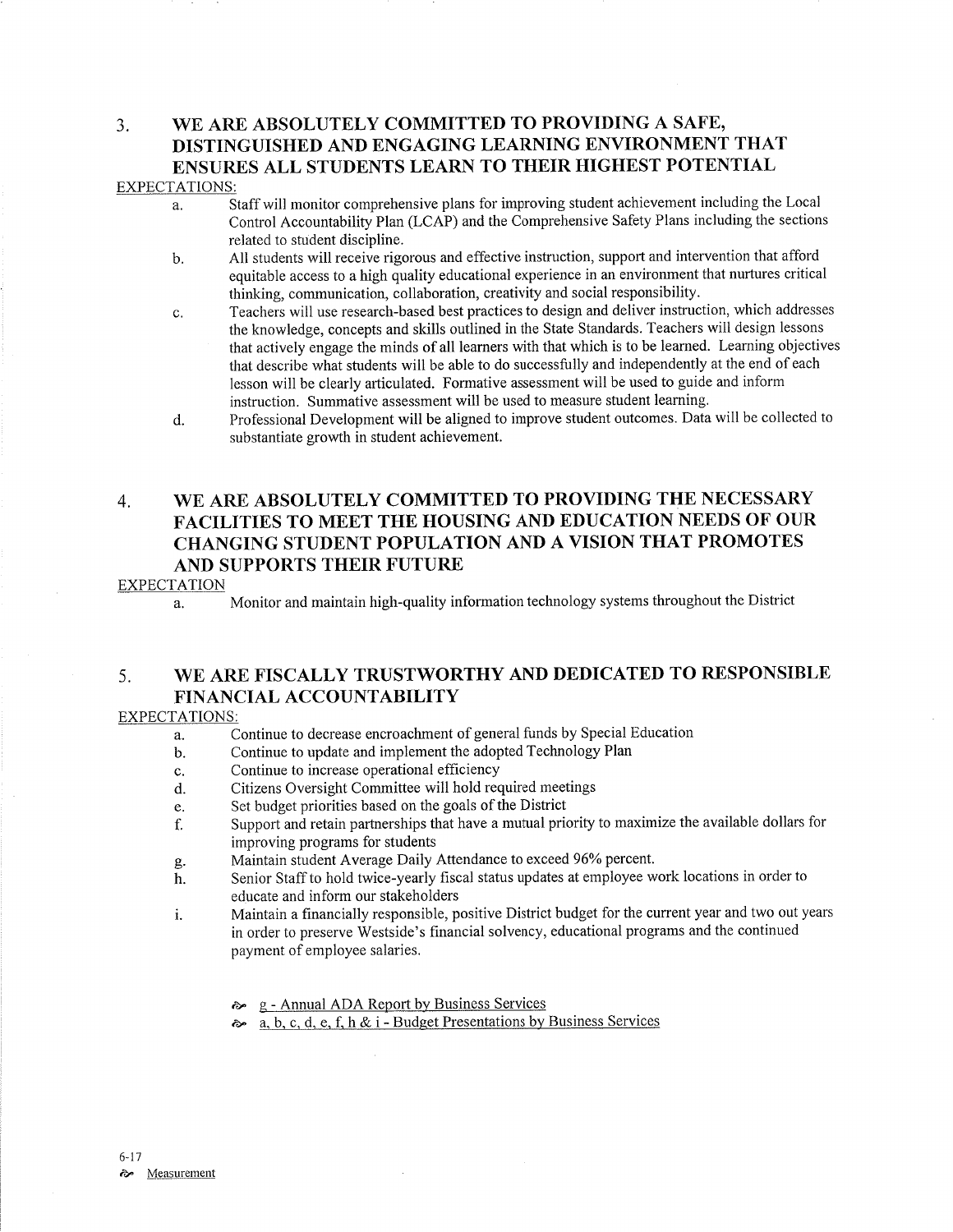## 3. WE ARE ABSOLUTELY COMMITTED TO PROVIDING A SAFE, DISTINGUISHED AND ENGAGING LEARNING ENVIRONMENT THAT ENSURES ALL STUDENTS LEARN TO THEIR HIGHEST POTENTIAL

EXPECTATIONS:

a. Staff will monitor comprehensive plans for improving student achievement including the Local Control Accountability Plan (LCAP) and the Comprehensive Safety Plans including the sections related to student discipline.

b. All students will receive rigorous and effective instruction, support and intervention that afford equitable access to a high quality educational experience in an environment that nurtures critical thinking, communication, collaboration, creativity and social responsibility.

c. Teachers will use research-based best practices to design and deliver instruction, which addresses the knowledge, concepts and skills outlined in the State Standards. Teachers will design lessons that actively engage the minds of all learners with that which is to be learned. Learning objectives that describe what students will be able to do successfully and independently at the end of each lesson will be clearly articulated. Formative assessment will be used to guide and inform instruction. Summative assessment will be used to measure student learning.

d. Professional Development will be aligned to improve student outcomes. Data will be collected to substantiate growth in student achievement.

## 4. WE ARE ABSOLUTELY COMMITTED TO PROVIDING THE NECESSARY FACILITIES TO MEET THE HOUSING AND EDUCATION NEEDS OF OUR CHANGING STUDENT POPULATION AND A VISION THAT PROMOTES AND SUPPORTS THEIR FUTURE

EXPECTATION

a. Monitor and maintain high-quality information technology systems throughout the District

## 5. WE ARE FISCALLY TRUSTWORTHY AND DEDICATED TO RESPONSIBLE FINANCIAL ACCOUNTABILITY

EXPECTATIONS:

a. Continue to decrease encroachment of general funds by Special Education
b. Continue to update and implement the adopted Technology Plan
c. Continue to increase operational efficiency
d. Citizens Oversight Committee will hold required meetings
e. Set budget priorities based on the goals of the District
f. Support and retain partnerships that have a mutual priority to maximize the available dollars for improving programs for students
g. Maintain student Average Daily Attendance to exceed 96% percent.
h. Senior Staff to hold twice-yearly fiscal status updates at employee work locations in order to educate and inform our stakeholders
i. Maintain a financially responsible, positive District budget for the current year and two out years in order to preserve Westside's financial solvency, educational programs and the continued payment of employee salaries.

- g - Annual ADA Report by Business Services
- a, b, c, d, e, f, h & i - Budget Presentations by Business Services

6-17

Measurement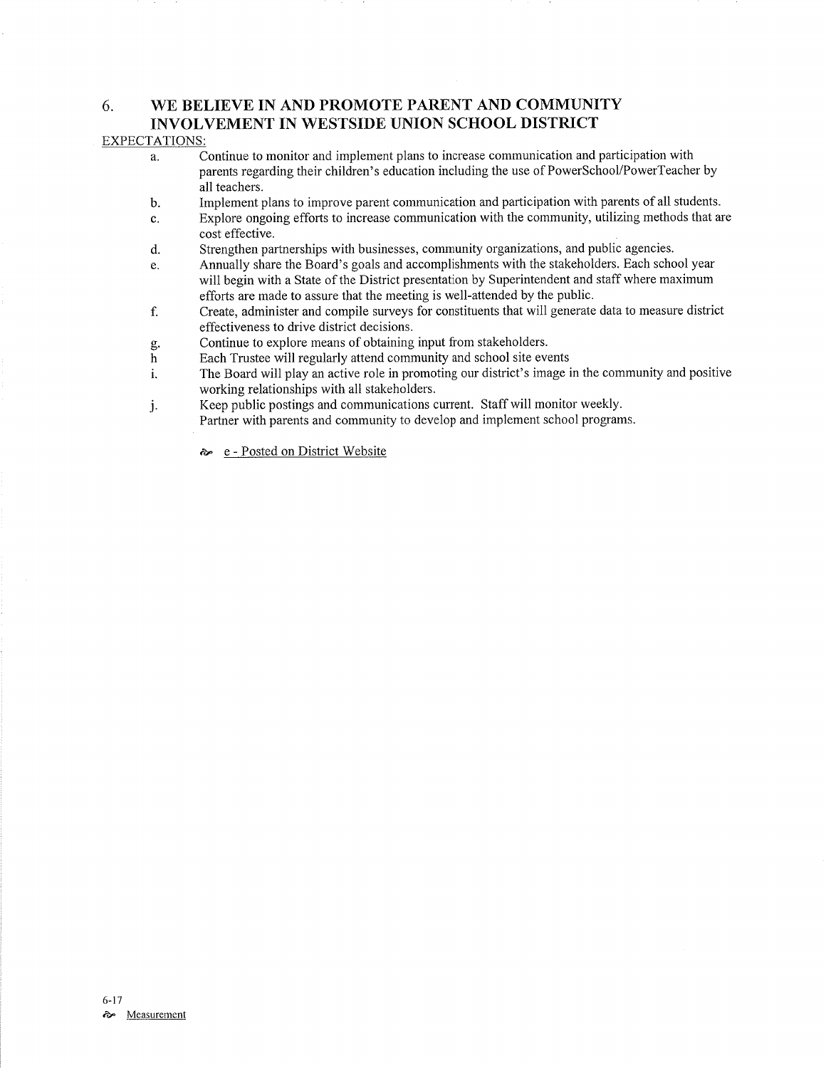## 6. WE BELIEVE IN AND PROMOTE PARENT AND COMMUNITY INVOLVEMENT IN WESTSIDE UNION SCHOOL DISTRICT

EXPECTATIONS:

a. Continue to monitor and implement plans to increase communication and participation with parents regarding their children's education including the use of PowerSchool/PowerTeacher by all teachers.

b. Implement plans to improve parent communication and participation with parents of all students.

c. Explore ongoing efforts to increase communication with the community, utilizing methods that are cost effective.

d. Strengthen partnerships with businesses, community organizations, and public agencies.

e. Annually share the Board's goals and accomplishments with the stakeholders. Each school year will begin with a State of the District presentation by Superintendent and staff where maximum efforts are made to assure that the meeting is well-attended by the public.

f. Create, administer and compile surveys for constituents that will generate data to measure district effectiveness to drive district decisions.

g. Continue to explore means of obtaining input from stakeholders.

h Each Trustee will regularly attend community and school site events

i. The Board will play an active role in promoting our district's image in the community and positive working relationships with all stakeholders.

j. Keep public postings and communications current. Staff will monitor weekly.
Partner with parents and community to develop and implement school programs.

- e - Posted on District Website

6-17

Measurement